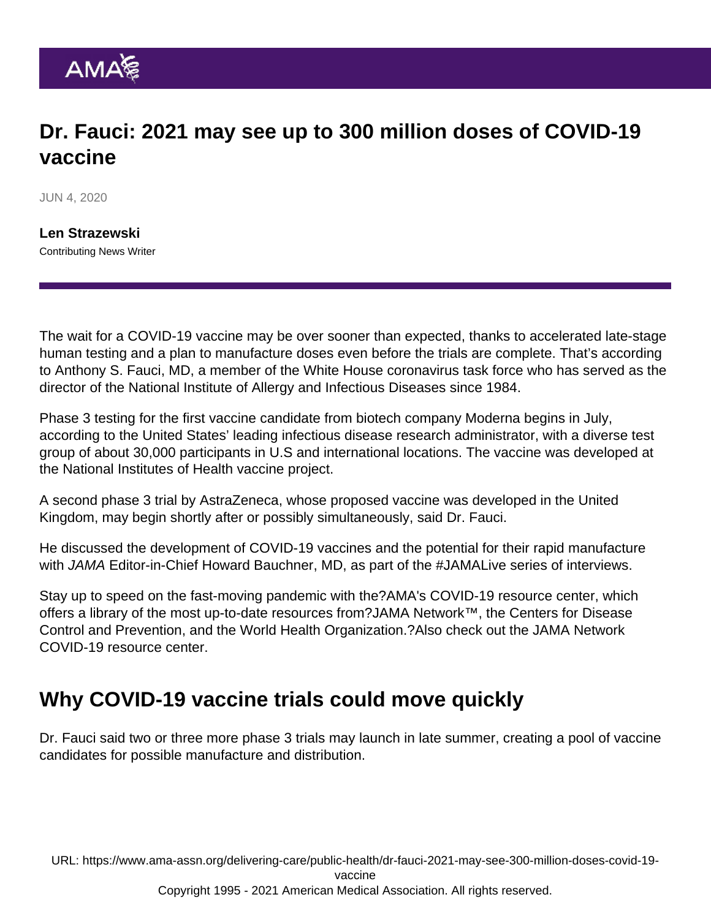# Dr. Fauci: 2021 may see up to 300 million doses of COVID-19 vaccine

JUN 4, 2020

**Len Strazewski**
Contributing News Writer

The wait for a COVID-19 vaccine may be over sooner than expected, thanks to accelerated late-stage human testing and a plan to manufacture doses even before the trials are complete. That's according to Anthony S. Fauci, MD, a member of the White House coronavirus task force who has served as the director of the National Institute of Allergy and Infectious Diseases since 1984.

Phase 3 testing for the first vaccine candidate from biotech company Moderna begins in July, according to the United States' leading infectious disease research administrator, with a diverse test group of about 30,000 participants in U.S and international locations. The vaccine was developed at the National Institutes of Health vaccine project.

A second phase 3 trial by AstraZeneca, whose proposed vaccine was developed in the United Kingdom, may begin shortly after or possibly simultaneously, said Dr. Fauci.

He discussed the development of COVID-19 vaccines and the potential for their rapid manufacture with *JAMA* Editor-in-Chief Howard Bauchner, MD, as part of the #JAMALive series of interviews.

Stay up to speed on the fast-moving pandemic with the?AMA's COVID-19 resource center, which offers a library of the most up-to-date resources from?JAMA Network™, the Centers for Disease Control and Prevention, and the World Health Organization.?Also check out the JAMA Network COVID-19 resource center.

## Why COVID-19 vaccine trials could move quickly

Dr. Fauci said two or three more phase 3 trials may launch in late summer, creating a pool of vaccine candidates for possible manufacture and distribution.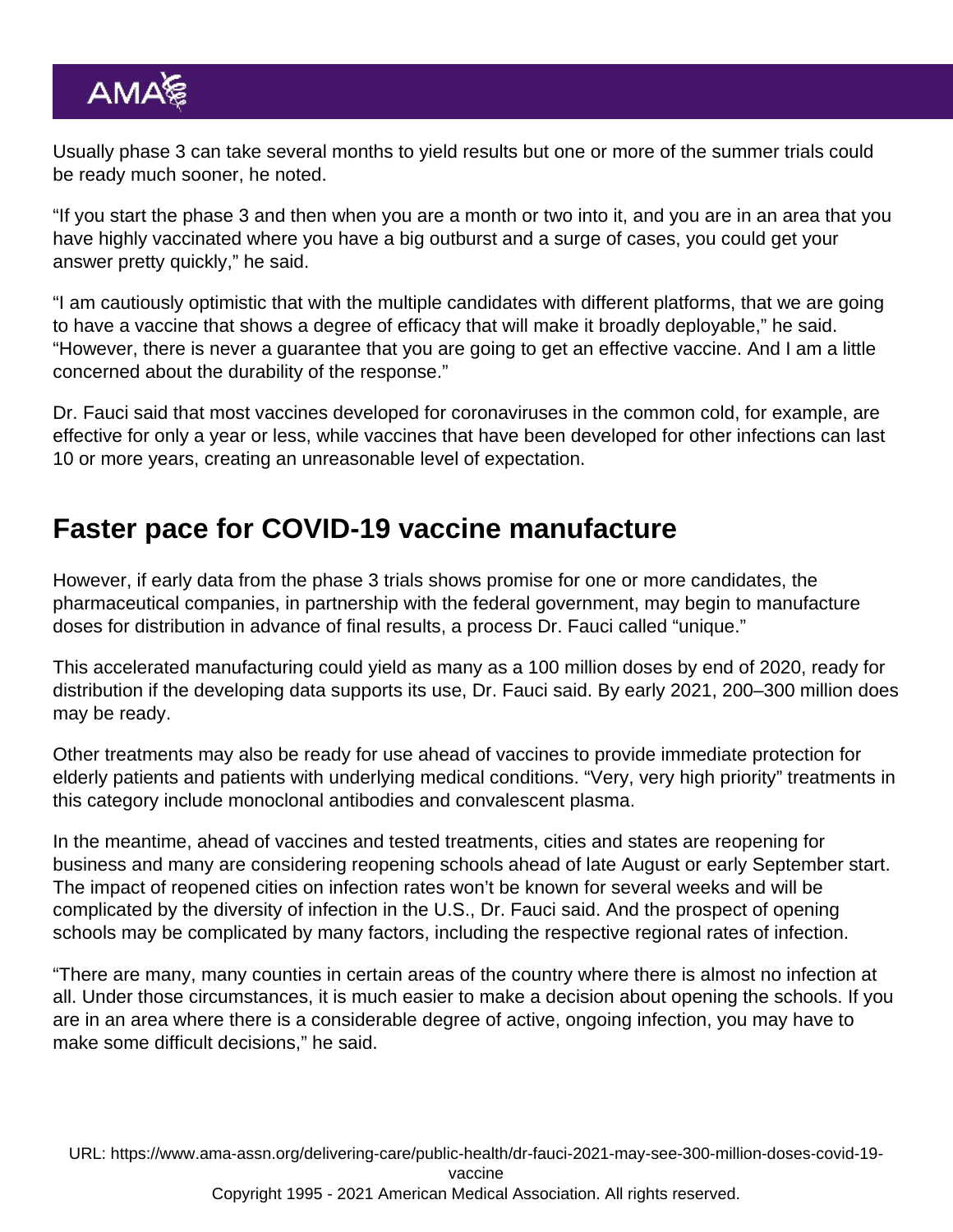Usually phase 3 can take several months to yield results but one or more of the summer trials could be ready much sooner, he noted.

"If you start the phase 3 and then when you are a month or two into it, and you are in an area that you have highly vaccinated where you have a big outburst and a surge of cases, you could get your answer pretty quickly," he said.

"I am cautiously optimistic that with the multiple candidates with different platforms, that we are going to have a vaccine that shows a degree of efficacy that will make it broadly deployable," he said. "However, there is never a guarantee that you are going to get an effective vaccine. And I am a little concerned about the durability of the response."

Dr. Fauci said that most vaccines developed for coronaviruses in the common cold, for example, are effective for only a year or less, while vaccines that have been developed for other infections can last 10 or more years, creating an unreasonable level of expectation.

## Faster pace for COVID-19 vaccine manufacture

However, if early data from the phase 3 trials shows promise for one or more candidates, the pharmaceutical companies, in partnership with the federal government, may begin to manufacture doses for distribution in advance of final results, a process Dr. Fauci called "unique."

This accelerated manufacturing could yield as many as a 100 million doses by end of 2020, ready for distribution if the developing data supports its use, Dr. Fauci said. By early 2021, 200–300 million does may be ready.

Other treatments may also be ready for use ahead of vaccines to provide immediate protection for elderly patients and patients with underlying medical conditions. "Very, very high priority" treatments in this category include monoclonal antibodies and convalescent plasma.

In the meantime, ahead of vaccines and tested treatments, cities and states are reopening for business and many are considering reopening schools ahead of late August or early September start. The impact of reopened cities on infection rates won't be known for several weeks and will be complicated by the diversity of infection in the U.S., Dr. Fauci said. And the prospect of opening schools may be complicated by many factors, including the respective regional rates of infection.

"There are many, many counties in certain areas of the country where there is almost no infection at all. Under those circumstances, it is much easier to make a decision about opening the schools. If you are in an area where there is a considerable degree of active, ongoing infection, you may have to make some difficult decisions," he said.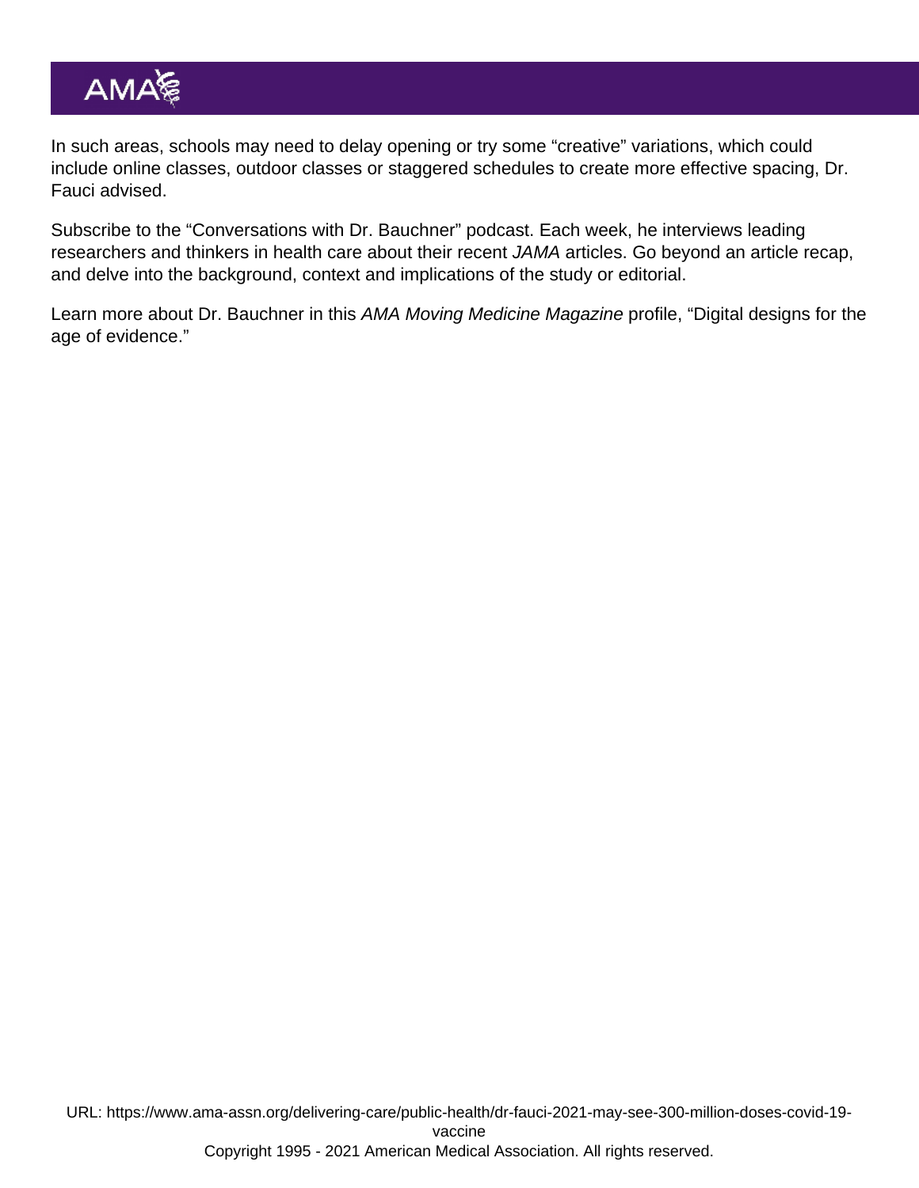In such areas, schools may need to delay opening or try some “creative” variations, which could include online classes, outdoor classes or staggered schedules to create more effective spacing, Dr. Fauci advised.

Subscribe to the “Conversations with Dr. Bauchner” podcast. Each week, he interviews leading researchers and thinkers in health care about their recent *JAMA* articles. Go beyond an article recap, and delve into the background, context and implications of the study or editorial.

Learn more about Dr. Bauchner in this *AMA Moving Medicine Magazine* profile, “Digital designs for the age of evidence.”